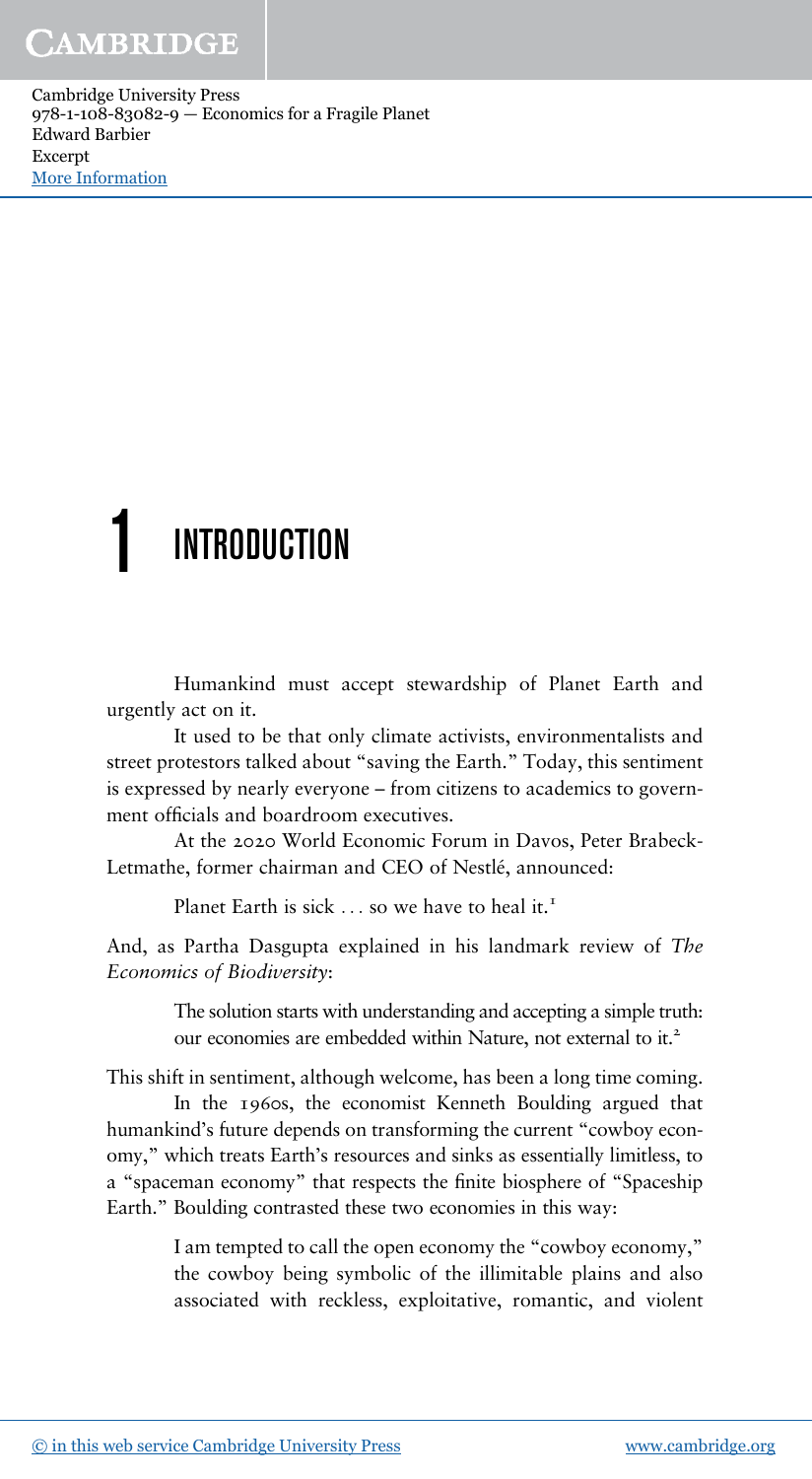# 1 INTRODUCTION

Humankind must accept stewardship of Planet Earth and urgently act on it.

It used to be that only climate activists, environmentalists and street protestors talked about "saving the Earth." Today, this sentiment is expressed by nearly everyone – from citizens to academics to government officials and boardroom executives.

At the 2020 World Economic Forum in Davos, Peter Brabeck-Letmathe, former chairman and CEO of Nestlé, announced:

> Planet Earth is sick . . . so we have to heal it.[1]

And, as Partha Dasgupta explained in his landmark review of *The Economics of Biodiversity*:

> The solution starts with understanding and accepting a simple truth: our economies are embedded within Nature, not external to it.[2]

This shift in sentiment, although welcome, has been a long time coming.

In the 1960s, the economist Kenneth Boulding argued that humankind's future depends on transforming the current "cowboy economy," which treats Earth's resources and sinks as essentially limitless, to a "spaceman economy" that respects the finite biosphere of "Spaceship Earth." Boulding contrasted these two economies in this way:

> I am tempted to call the open economy the "cowboy economy," the cowboy being symbolic of the illimitable plains and also associated with reckless, exploitative, romantic, and violent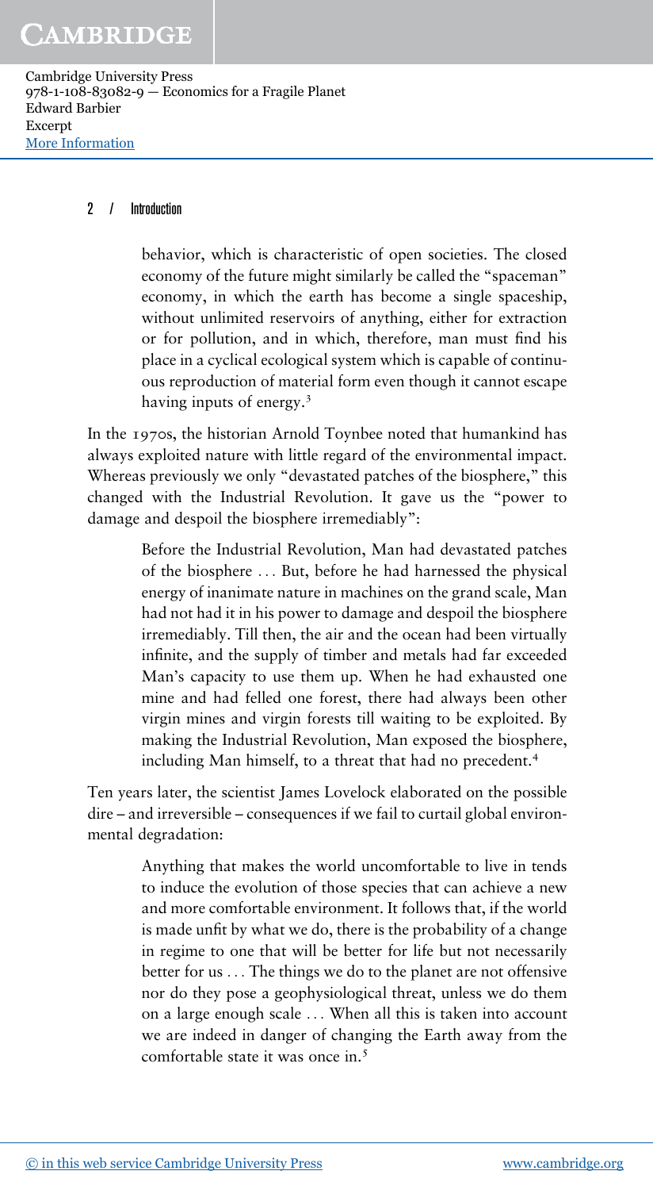> behavior, which is characteristic of open societies. The closed economy of the future might similarly be called the "spaceman" economy, in which the earth has become a single spaceship, without unlimited reservoirs of anything, either for extraction or for pollution, and in which, therefore, man must find his place in a cyclical ecological system which is capable of continuous reproduction of material form even though it cannot escape having inputs of energy.[3]

In the 1970s, the historian Arnold Toynbee noted that humankind has always exploited nature with little regard of the environmental impact. Whereas previously we only "devastated patches of the biosphere," this changed with the Industrial Revolution. It gave us the "power to damage and despoil the biosphere irremediably":

> Before the Industrial Revolution, Man had devastated patches of the biosphere … But, before he had harnessed the physical energy of inanimate nature in machines on the grand scale, Man had not had it in his power to damage and despoil the biosphere irremediably. Till then, the air and the ocean had been virtually infinite, and the supply of timber and metals had far exceeded Man's capacity to use them up. When he had exhausted one mine and had felled one forest, there had always been other virgin mines and virgin forests till waiting to be exploited. By making the Industrial Revolution, Man exposed the biosphere, including Man himself, to a threat that had no precedent.[4]

Ten years later, the scientist James Lovelock elaborated on the possible dire – and irreversible – consequences if we fail to curtail global environmental degradation:

> Anything that makes the world uncomfortable to live in tends to induce the evolution of those species that can achieve a new and more comfortable environment. It follows that, if the world is made unfit by what we do, there is the probability of a change in regime to one that will be better for life but not necessarily better for us … The things we do to the planet are not offensive nor do they pose a geophysiological threat, unless we do them on a large enough scale … When all this is taken into account we are indeed in danger of changing the Earth away from the comfortable state it was once in.[5]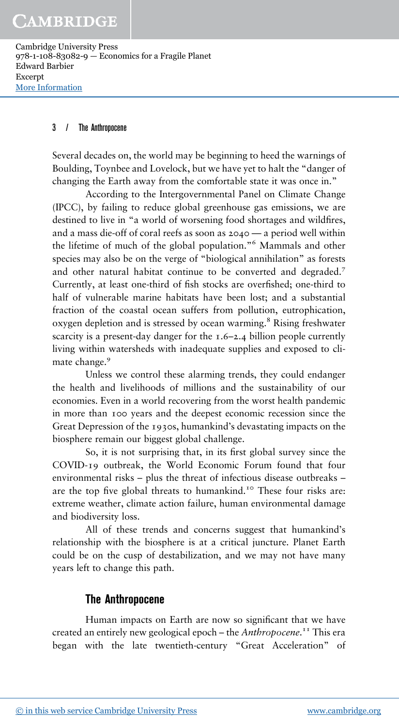Several decades on, the world may be beginning to heed the warnings of Boulding, Toynbee and Lovelock, but we have yet to halt the "danger of changing the Earth away from the comfortable state it was once in."

According to the Intergovernmental Panel on Climate Change (IPCC), by failing to reduce global greenhouse gas emissions, we are destined to live in "a world of worsening food shortages and wildfires, and a mass die-off of coral reefs as soon as 2040 — a period well within the lifetime of much of the global population."[6] Mammals and other species may also be on the verge of "biological annihilation" as forests and other natural habitat continue to be converted and degraded.[7] Currently, at least one-third of fish stocks are overfished; one-third to half of vulnerable marine habitats have been lost; and a substantial fraction of the coastal ocean suffers from pollution, eutrophication, oxygen depletion and is stressed by ocean warming.[8] Rising freshwater scarcity is a present-day danger for the 1.6–2.4 billion people currently living within watersheds with inadequate supplies and exposed to climate change.[9]

Unless we control these alarming trends, they could endanger the health and livelihoods of millions and the sustainability of our economies. Even in a world recovering from the worst health pandemic in more than 100 years and the deepest economic recession since the Great Depression of the 1930s, humankind's devastating impacts on the biosphere remain our biggest global challenge.

So, it is not surprising that, in its first global survey since the COVID-19 outbreak, the World Economic Forum found that four environmental risks – plus the threat of infectious disease outbreaks – are the top five global threats to humankind.[10] These four risks are: extreme weather, climate action failure, human environmental damage and biodiversity loss.

All of these trends and concerns suggest that humankind's relationship with the biosphere is at a critical juncture. Planet Earth could be on the cusp of destabilization, and we may not have many years left to change this path.

## The Anthropocene

Human impacts on Earth are now so significant that we have created an entirely new geological epoch – the *Anthropocene*.[11] This era began with the late twentieth-century "Great Acceleration" of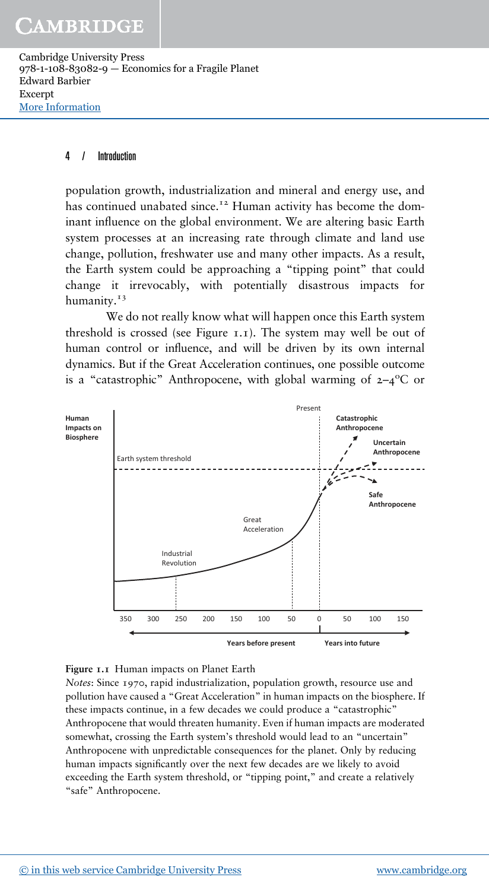population growth, industrialization and mineral and energy use, and has continued unabated since.[12] Human activity has become the dominant influence on the global environment. We are altering basic Earth system processes at an increasing rate through climate and land use change, pollution, freshwater use and many other impacts. As a result, the Earth system could be approaching a "tipping point" that could change it irrevocably, with potentially disastrous impacts for humanity.[13]

We do not really know what will happen once this Earth system threshold is crossed (see Figure 1.1). The system may well be out of human control or influence, and will be driven by its own internal dynamics. But if the Great Acceleration continues, one possible outcome is a "catastrophic" Anthropocene, with global warming of 2–4°C or

**Figure 1.1** Human impacts on Planet Earth

*Notes*: Since 1970, rapid industrialization, population growth, resource use and pollution have caused a "Great Acceleration" in human impacts on the biosphere. If these impacts continue, in a few decades we could produce a "catastrophic" Anthropocene that would threaten humanity. Even if human impacts are moderated somewhat, crossing the Earth system's threshold would lead to an "uncertain" Anthropocene with unpredictable consequences for the planet. Only by reducing human impacts significantly over the next few decades are we likely to avoid exceeding the Earth system threshold, or "tipping point," and create a relatively "safe" Anthropocene.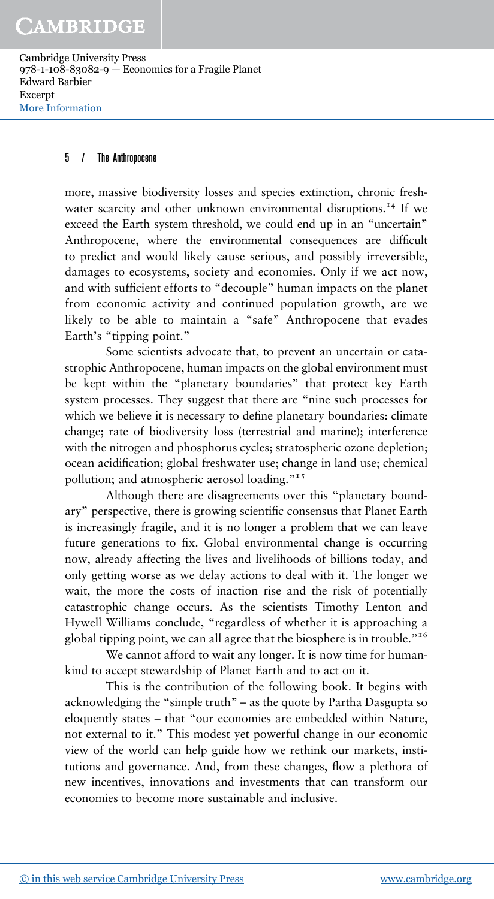more, massive biodiversity losses and species extinction, chronic freshwater scarcity and other unknown environmental disruptions.[14] If we exceed the Earth system threshold, we could end up in an "uncertain" Anthropocene, where the environmental consequences are difficult to predict and would likely cause serious, and possibly irreversible, damages to ecosystems, society and economies. Only if we act now, and with sufficient efforts to "decouple" human impacts on the planet from economic activity and continued population growth, are we likely to be able to maintain a "safe" Anthropocene that evades Earth's "tipping point."

Some scientists advocate that, to prevent an uncertain or catastrophic Anthropocene, human impacts on the global environment must be kept within the "planetary boundaries" that protect key Earth system processes. They suggest that there are "nine such processes for which we believe it is necessary to define planetary boundaries: climate change; rate of biodiversity loss (terrestrial and marine); interference with the nitrogen and phosphorus cycles; stratospheric ozone depletion; ocean acidification; global freshwater use; change in land use; chemical pollution; and atmospheric aerosol loading."[15]

Although there are disagreements over this "planetary boundary" perspective, there is growing scientific consensus that Planet Earth is increasingly fragile, and it is no longer a problem that we can leave future generations to fix. Global environmental change is occurring now, already affecting the lives and livelihoods of billions today, and only getting worse as we delay actions to deal with it. The longer we wait, the more the costs of inaction rise and the risk of potentially catastrophic change occurs. As the scientists Timothy Lenton and Hywell Williams conclude, "regardless of whether it is approaching a global tipping point, we can all agree that the biosphere is in trouble."[16]

We cannot afford to wait any longer. It is now time for humankind to accept stewardship of Planet Earth and to act on it.

This is the contribution of the following book. It begins with acknowledging the "simple truth" – as the quote by Partha Dasgupta so eloquently states – that "our economies are embedded within Nature, not external to it." This modest yet powerful change in our economic view of the world can help guide how we rethink our markets, institutions and governance. And, from these changes, flow a plethora of new incentives, innovations and investments that can transform our economies to become more sustainable and inclusive.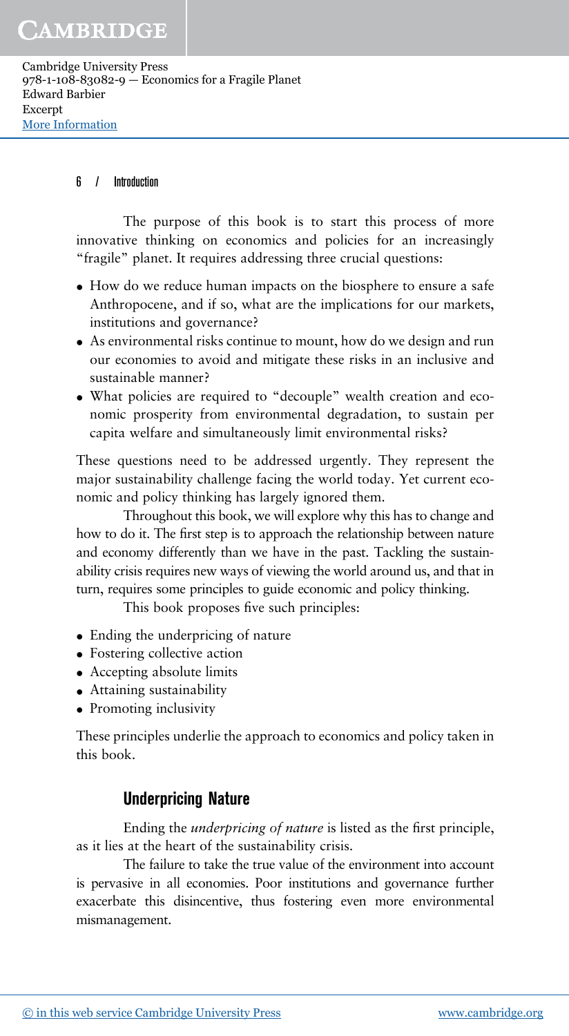The purpose of this book is to start this process of more innovative thinking on economics and policies for an increasingly "fragile" planet. It requires addressing three crucial questions:

- How do we reduce human impacts on the biosphere to ensure a safe Anthropocene, and if so, what are the implications for our markets, institutions and governance?
- As environmental risks continue to mount, how do we design and run our economies to avoid and mitigate these risks in an inclusive and sustainable manner?
- What policies are required to "decouple" wealth creation and economic prosperity from environmental degradation, to sustain per capita welfare and simultaneously limit environmental risks?

These questions need to be addressed urgently. They represent the major sustainability challenge facing the world today. Yet current economic and policy thinking has largely ignored them.

Throughout this book, we will explore why this has to change and how to do it. The first step is to approach the relationship between nature and economy differently than we have in the past. Tackling the sustainability crisis requires new ways of viewing the world around us, and that in turn, requires some principles to guide economic and policy thinking.

This book proposes five such principles:

- Ending the underpricing of nature
- Fostering collective action
- Accepting absolute limits
- Attaining sustainability
- Promoting inclusivity

These principles underlie the approach to economics and policy taken in this book.

## Underpricing Nature

Ending the *underpricing of nature* is listed as the first principle, as it lies at the heart of the sustainability crisis.

The failure to take the true value of the environment into account is pervasive in all economies. Poor institutions and governance further exacerbate this disincentive, thus fostering even more environmental mismanagement.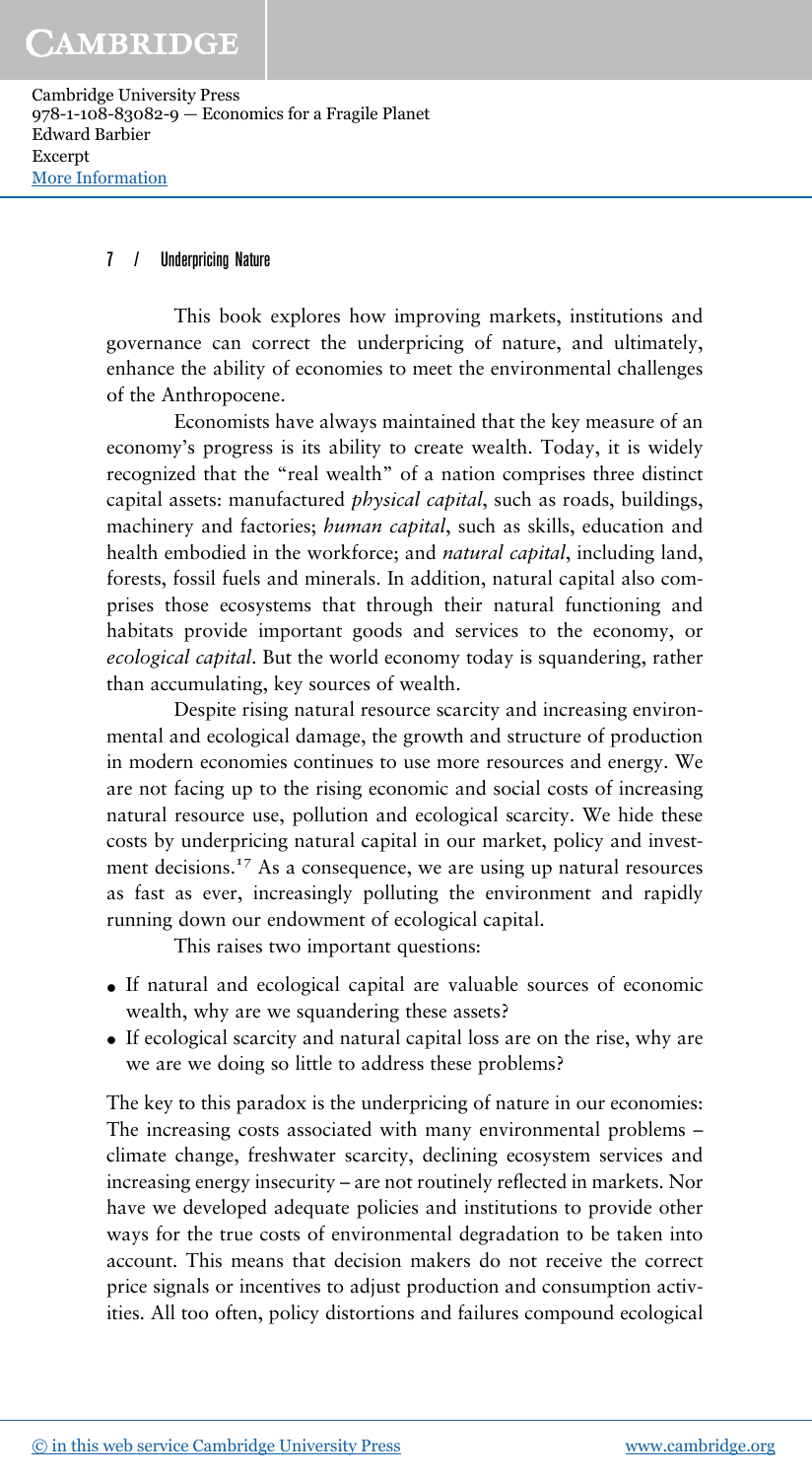This book explores how improving markets, institutions and governance can correct the underpricing of nature, and ultimately, enhance the ability of economies to meet the environmental challenges of the Anthropocene.

Economists have always maintained that the key measure of an economy's progress is its ability to create wealth. Today, it is widely recognized that the "real wealth" of a nation comprises three distinct capital assets: manufactured *physical capital*, such as roads, buildings, machinery and factories; *human capital*, such as skills, education and health embodied in the workforce; and *natural capital*, including land, forests, fossil fuels and minerals. In addition, natural capital also comprises those ecosystems that through their natural functioning and habitats provide important goods and services to the economy, or *ecological capital*. But the world economy today is squandering, rather than accumulating, key sources of wealth.

Despite rising natural resource scarcity and increasing environmental and ecological damage, the growth and structure of production in modern economies continues to use more resources and energy. We are not facing up to the rising economic and social costs of increasing natural resource use, pollution and ecological scarcity. We hide these costs by underpricing natural capital in our market, policy and investment decisions.[17] As a consequence, we are using up natural resources as fast as ever, increasingly polluting the environment and rapidly running down our endowment of ecological capital.

This raises two important questions:

- If natural and ecological capital are valuable sources of economic wealth, why are we squandering these assets?
- If ecological scarcity and natural capital loss are on the rise, why are we are we doing so little to address these problems?

The key to this paradox is the underpricing of nature in our economies: The increasing costs associated with many environmental problems – climate change, freshwater scarcity, declining ecosystem services and increasing energy insecurity – are not routinely reflected in markets. Nor have we developed adequate policies and institutions to provide other ways for the true costs of environmental degradation to be taken into account. This means that decision makers do not receive the correct price signals or incentives to adjust production and consumption activities. All too often, policy distortions and failures compound ecological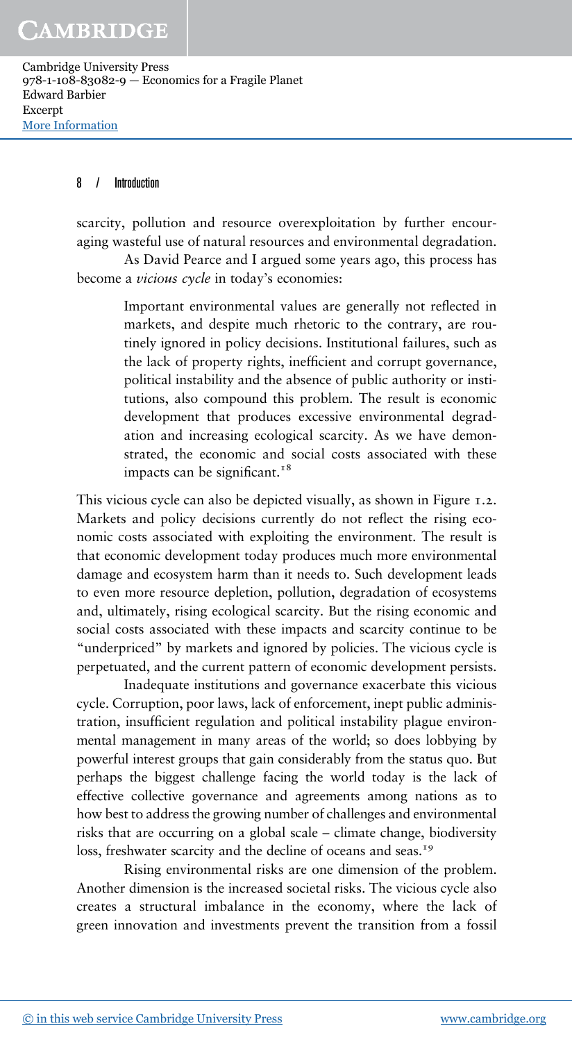scarcity, pollution and resource overexploitation by further encouraging wasteful use of natural resources and environmental degradation.

As David Pearce and I argued some years ago, this process has become a *vicious cycle* in today's economies:

> Important environmental values are generally not reflected in markets, and despite much rhetoric to the contrary, are routinely ignored in policy decisions. Institutional failures, such as the lack of property rights, inefficient and corrupt governance, political instability and the absence of public authority or institutions, also compound this problem. The result is economic development that produces excessive environmental degradation and increasing ecological scarcity. As we have demonstrated, the economic and social costs associated with these impacts can be significant.[18]

This vicious cycle can also be depicted visually, as shown in Figure 1.2. Markets and policy decisions currently do not reflect the rising economic costs associated with exploiting the environment. The result is that economic development today produces much more environmental damage and ecosystem harm than it needs to. Such development leads to even more resource depletion, pollution, degradation of ecosystems and, ultimately, rising ecological scarcity. But the rising economic and social costs associated with these impacts and scarcity continue to be "underpriced" by markets and ignored by policies. The vicious cycle is perpetuated, and the current pattern of economic development persists.

Inadequate institutions and governance exacerbate this vicious cycle. Corruption, poor laws, lack of enforcement, inept public administration, insufficient regulation and political instability plague environmental management in many areas of the world; so does lobbying by powerful interest groups that gain considerably from the status quo. But perhaps the biggest challenge facing the world today is the lack of effective collective governance and agreements among nations as to how best to address the growing number of challenges and environmental risks that are occurring on a global scale – climate change, biodiversity loss, freshwater scarcity and the decline of oceans and seas.[19]

Rising environmental risks are one dimension of the problem. Another dimension is the increased societal risks. The vicious cycle also creates a structural imbalance in the economy, where the lack of green innovation and investments prevent the transition from a fossil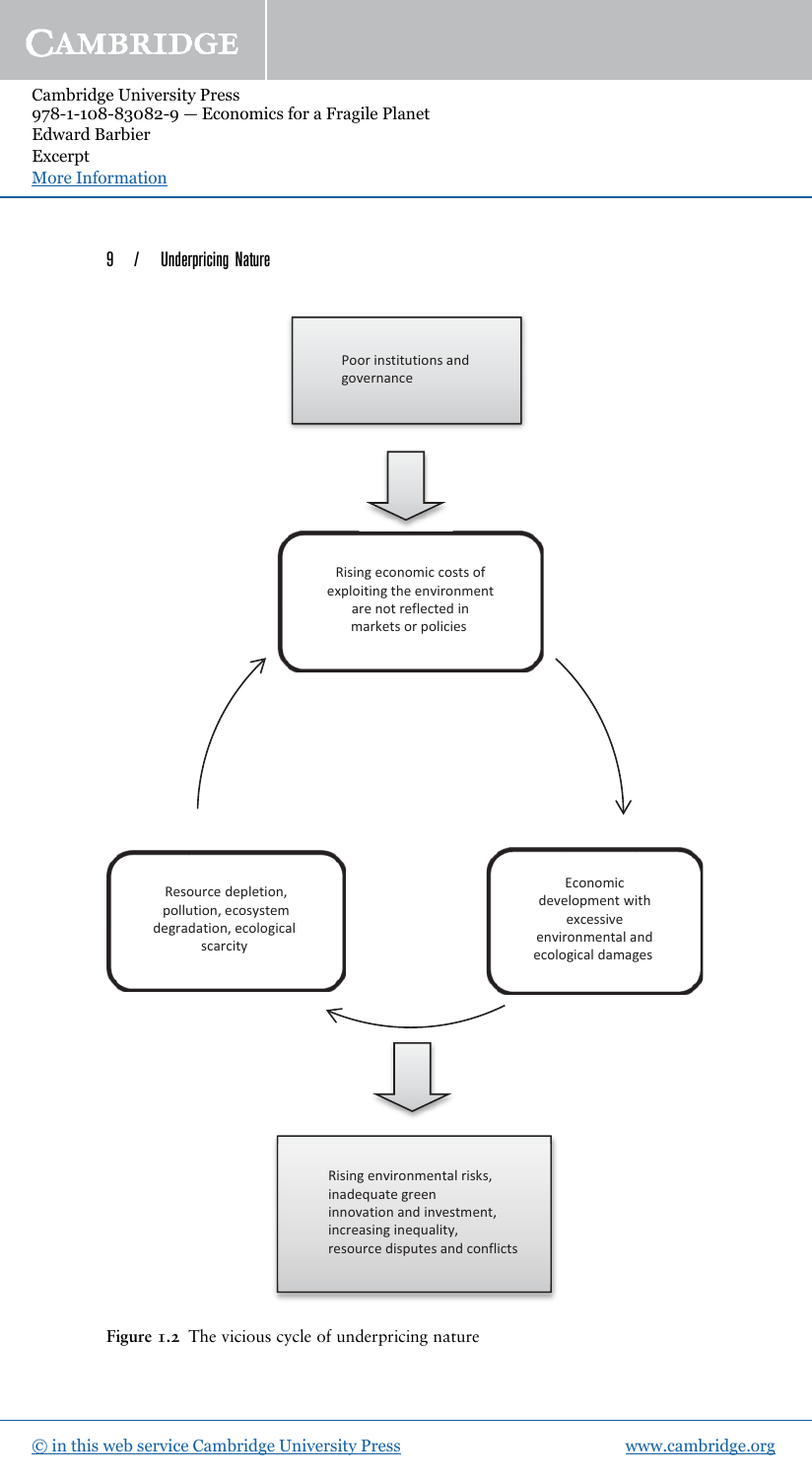Poor institutions and governance

Rising economic costs of exploiting the environment are not reflected in markets or policies

Economic development with excessive environmental and ecological damages

Resource depletion, pollution, ecosystem degradation, ecological scarcity

Rising environmental risks, inadequate green innovation and investment, increasing inequality, resource disputes and conflicts

**Figure 1.2** The vicious cycle of underpricing nature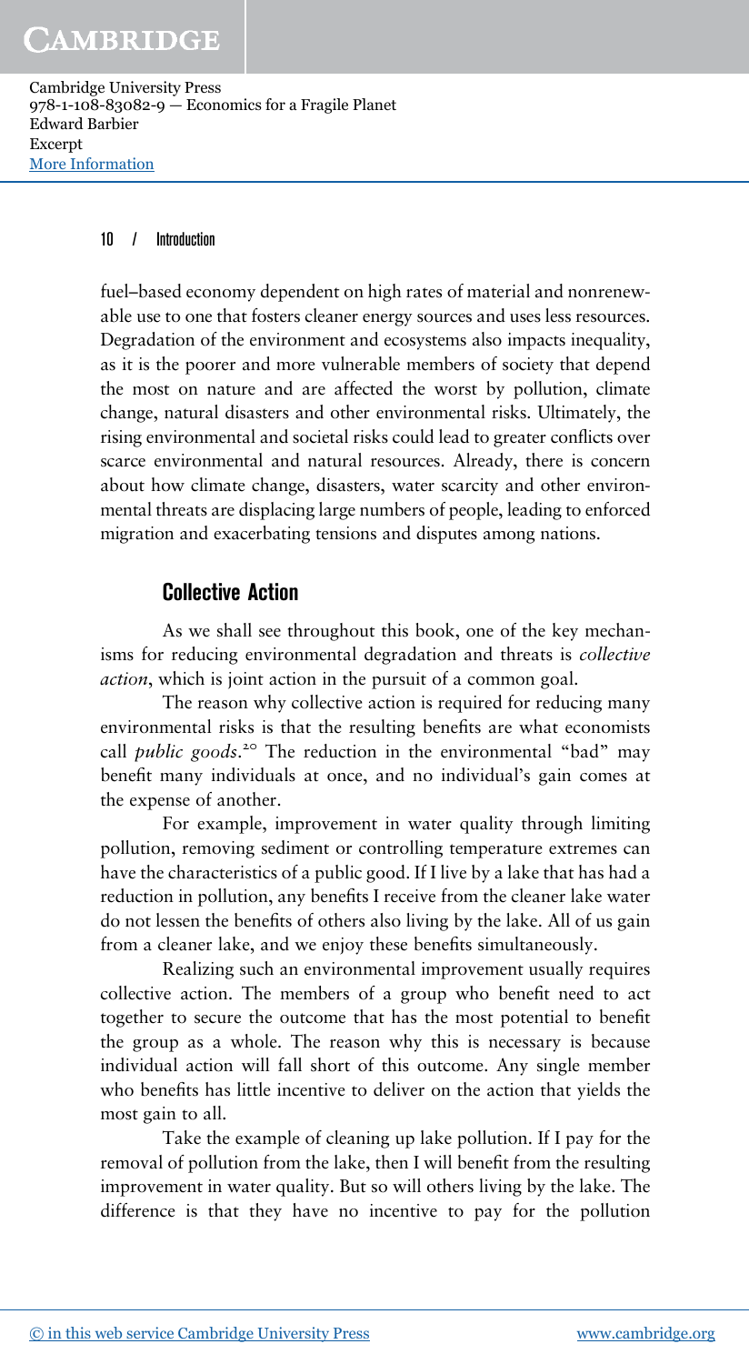fuel–based economy dependent on high rates of material and nonrenewable use to one that fosters cleaner energy sources and uses less resources. Degradation of the environment and ecosystems also impacts inequality, as it is the poorer and more vulnerable members of society that depend the most on nature and are affected the worst by pollution, climate change, natural disasters and other environmental risks. Ultimately, the rising environmental and societal risks could lead to greater conflicts over scarce environmental and natural resources. Already, there is concern about how climate change, disasters, water scarcity and other environmental threats are displacing large numbers of people, leading to enforced migration and exacerbating tensions and disputes among nations.

## Collective Action

As we shall see throughout this book, one of the key mechanisms for reducing environmental degradation and threats is *collective action*, which is joint action in the pursuit of a common goal.

The reason why collective action is required for reducing many environmental risks is that the resulting benefits are what economists call *public goods*.[20] The reduction in the environmental "bad" may benefit many individuals at once, and no individual's gain comes at the expense of another.

For example, improvement in water quality through limiting pollution, removing sediment or controlling temperature extremes can have the characteristics of a public good. If I live by a lake that has had a reduction in pollution, any benefits I receive from the cleaner lake water do not lessen the benefits of others also living by the lake. All of us gain from a cleaner lake, and we enjoy these benefits simultaneously.

Realizing such an environmental improvement usually requires collective action. The members of a group who benefit need to act together to secure the outcome that has the most potential to benefit the group as a whole. The reason why this is necessary is because individual action will fall short of this outcome. Any single member who benefits has little incentive to deliver on the action that yields the most gain to all.

Take the example of cleaning up lake pollution. If I pay for the removal of pollution from the lake, then I will benefit from the resulting improvement in water quality. But so will others living by the lake. The difference is that they have no incentive to pay for the pollution